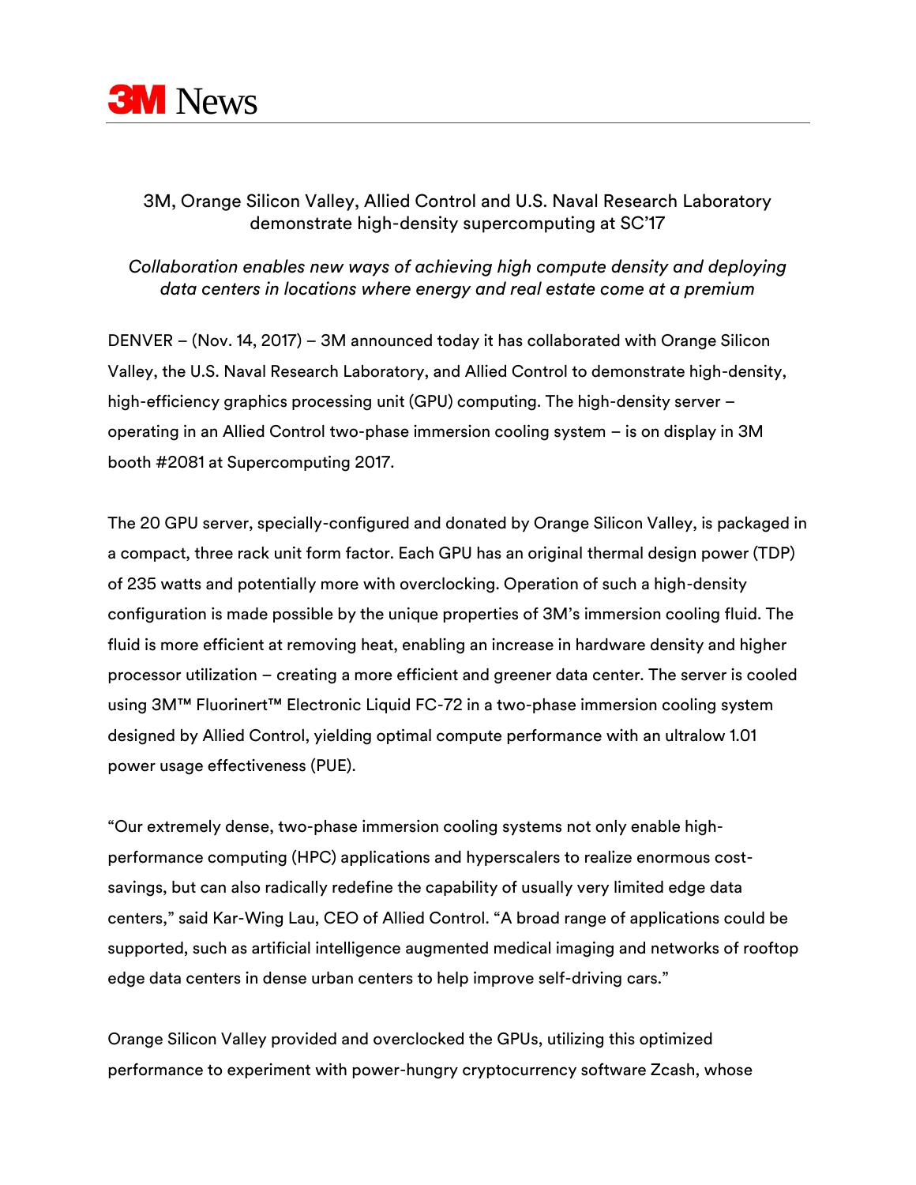# 3M News

## 3M, Orange Silicon Valley, Allied Control and U.S. Naval Research Laboratory demonstrate high-density supercomputing at SC'17

*Collaboration enables new ways of achieving high compute density and deploying data centers in locations where energy and real estate come at a premium*

DENVER – (Nov. 14, 2017) – 3M announced today it has collaborated with Orange Silicon Valley, the U.S. Naval Research Laboratory, and Allied Control to demonstrate high-density, high-efficiency graphics processing unit (GPU) computing. The high-density server – operating in an Allied Control two-phase immersion cooling system – is on display in 3M booth #2081 at Supercomputing 2017.

The 20 GPU server, specially-configured and donated by Orange Silicon Valley, is packaged in a compact, three rack unit form factor. Each GPU has an original thermal design power (TDP) of 235 watts and potentially more with overclocking. Operation of such a high-density configuration is made possible by the unique properties of 3M's immersion cooling fluid. The fluid is more efficient at removing heat, enabling an increase in hardware density and higher processor utilization – creating a more efficient and greener data center. The server is cooled using 3M™ Fluorinert™ Electronic Liquid FC-72 in a two-phase immersion cooling system designed by Allied Control, yielding optimal compute performance with an ultralow 1.01 power usage effectiveness (PUE).

"Our extremely dense, two-phase immersion cooling systems not only enable high-performance computing (HPC) applications and hyperscalers to realize enormous cost-savings, but can also radically redefine the capability of usually very limited edge data centers," said Kar-Wing Lau, CEO of Allied Control. "A broad range of applications could be supported, such as artificial intelligence augmented medical imaging and networks of rooftop edge data centers in dense urban centers to help improve self-driving cars."

Orange Silicon Valley provided and overclocked the GPUs, utilizing this optimized performance to experiment with power-hungry cryptocurrency software Zcash, whose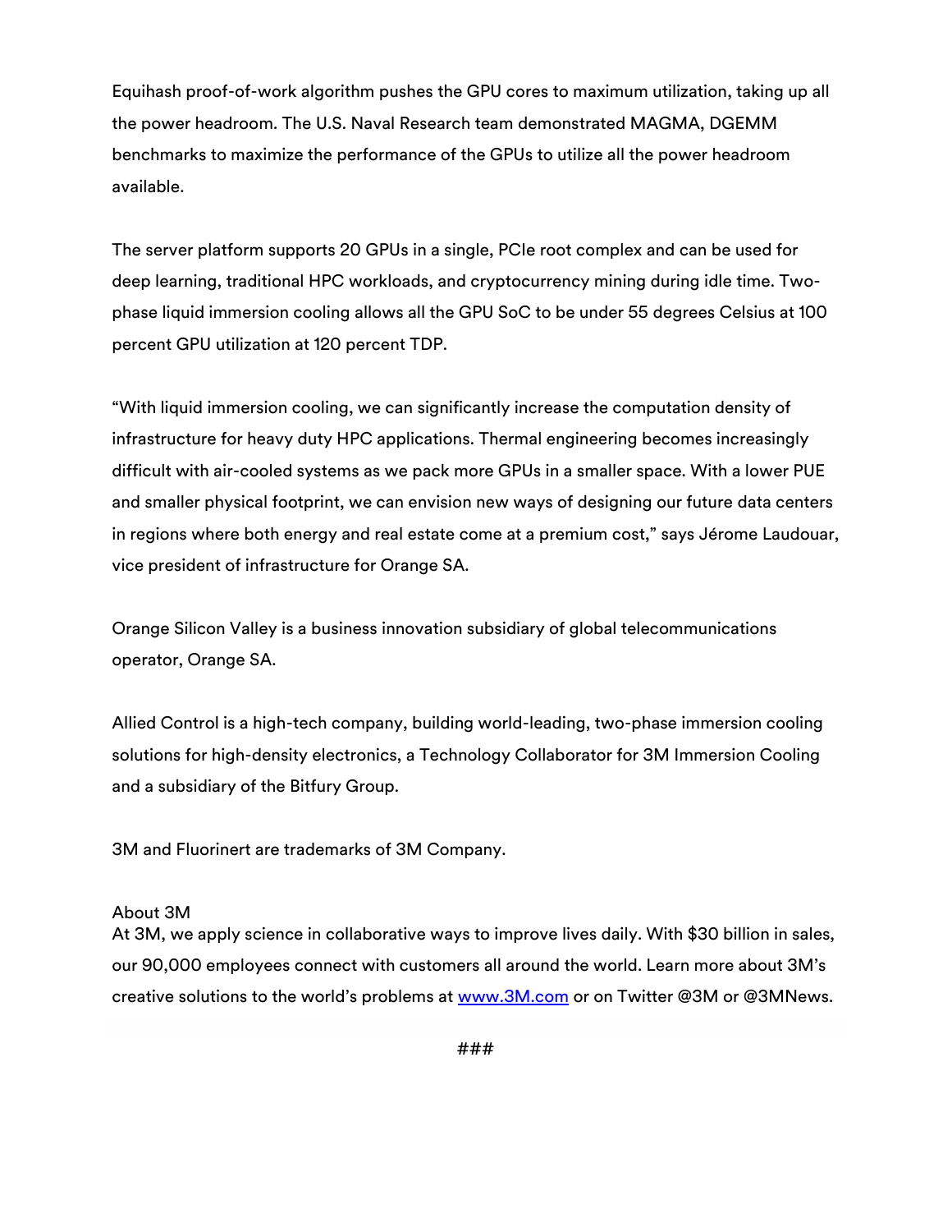Equihash proof-of-work algorithm pushes the GPU cores to maximum utilization, taking up all the power headroom. The U.S. Naval Research team demonstrated MAGMA, DGEMM benchmarks to maximize the performance of the GPUs to utilize all the power headroom available.

The server platform supports 20 GPUs in a single, PCIe root complex and can be used for deep learning, traditional HPC workloads, and cryptocurrency mining during idle time. Two-phase liquid immersion cooling allows all the GPU SoC to be under 55 degrees Celsius at 100 percent GPU utilization at 120 percent TDP.

"With liquid immersion cooling, we can significantly increase the computation density of infrastructure for heavy duty HPC applications. Thermal engineering becomes increasingly difficult with air-cooled systems as we pack more GPUs in a smaller space. With a lower PUE and smaller physical footprint, we can envision new ways of designing our future data centers in regions where both energy and real estate come at a premium cost," says Jérome Laudouar, vice president of infrastructure for Orange SA.

Orange Silicon Valley is a business innovation subsidiary of global telecommunications operator, Orange SA.

Allied Control is a high-tech company, building world-leading, two-phase immersion cooling solutions for high-density electronics, a Technology Collaborator for 3M Immersion Cooling and a subsidiary of the Bitfury Group.

3M and Fluorinert are trademarks of 3M Company.

About 3M
At 3M, we apply science in collaborative ways to improve lives daily. With $30 billion in sales, our 90,000 employees connect with customers all around the world. Learn more about 3M's creative solutions to the world's problems at [www.3M.com](http://www.3M.com) or on Twitter @3M or @3MNews.

###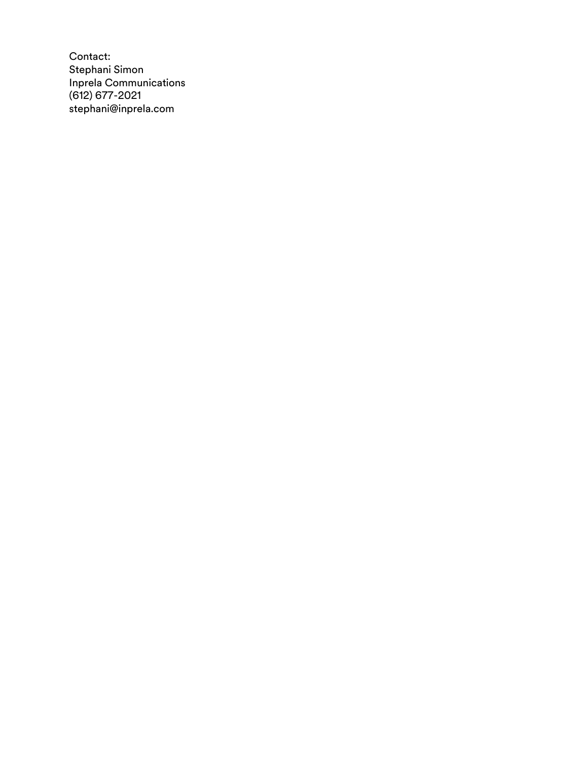Contact:
Stephani Simon
Inprela Communications
(612) 677-2021
stephani@inprela.com